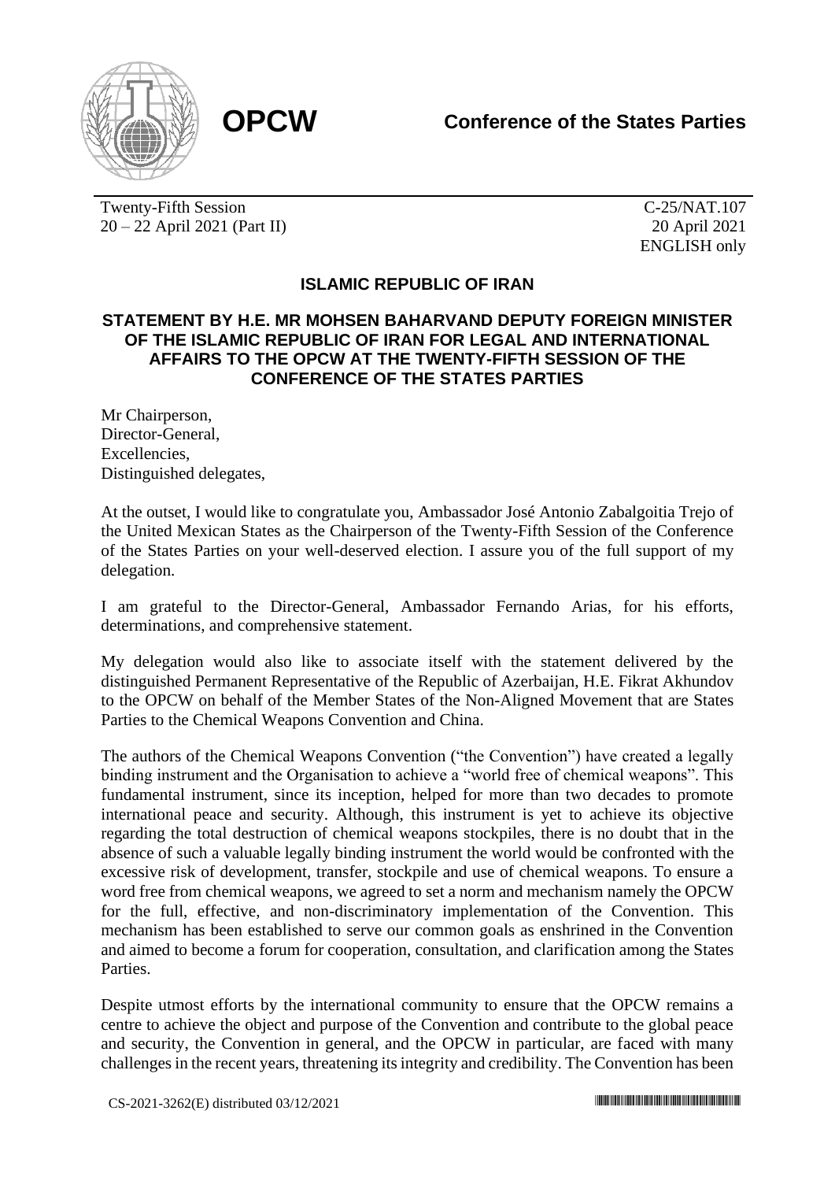**OPCW**

**Conference of the States Parties**

Twenty-Fifth Session
20 – 22 April 2021 (Part II)

C-25/NAT.107
20 April 2021
ENGLISH only

## ISLAMIC REPUBLIC OF IRAN

## STATEMENT BY H.E. MR MOHSEN BAHARVAND DEPUTY FOREIGN MINISTER OF THE ISLAMIC REPUBLIC OF IRAN FOR LEGAL AND INTERNATIONAL AFFAIRS TO THE OPCW AT THE TWENTY-FIFTH SESSION OF THE CONFERENCE OF THE STATES PARTIES

Mr Chairperson,
Director-General,
Excellencies,
Distinguished delegates,

At the outset, I would like to congratulate you, Ambassador José Antonio Zabalgoitia Trejo of the United Mexican States as the Chairperson of the Twenty-Fifth Session of the Conference of the States Parties on your well-deserved election. I assure you of the full support of my delegation.

I am grateful to the Director-General, Ambassador Fernando Arias, for his efforts, determinations, and comprehensive statement.

My delegation would also like to associate itself with the statement delivered by the distinguished Permanent Representative of the Republic of Azerbaijan, H.E. Fikrat Akhundov to the OPCW on behalf of the Member States of the Non-Aligned Movement that are States Parties to the Chemical Weapons Convention and China.

The authors of the Chemical Weapons Convention ("the Convention") have created a legally binding instrument and the Organisation to achieve a "world free of chemical weapons". This fundamental instrument, since its inception, helped for more than two decades to promote international peace and security. Although, this instrument is yet to achieve its objective regarding the total destruction of chemical weapons stockpiles, there is no doubt that in the absence of such a valuable legally binding instrument the world would be confronted with the excessive risk of development, transfer, stockpile and use of chemical weapons. To ensure a word free from chemical weapons, we agreed to set a norm and mechanism namely the OPCW for the full, effective, and non-discriminatory implementation of the Convention. This mechanism has been established to serve our common goals as enshrined in the Convention and aimed to become a forum for cooperation, consultation, and clarification among the States Parties.

Despite utmost efforts by the international community to ensure that the OPCW remains a centre to achieve the object and purpose of the Convention and contribute to the global peace and security, the Convention in general, and the OPCW in particular, are faced with many challenges in the recent years, threatening its integrity and credibility. The Convention has been

CS-2021-3262(E) distributed 03/12/2021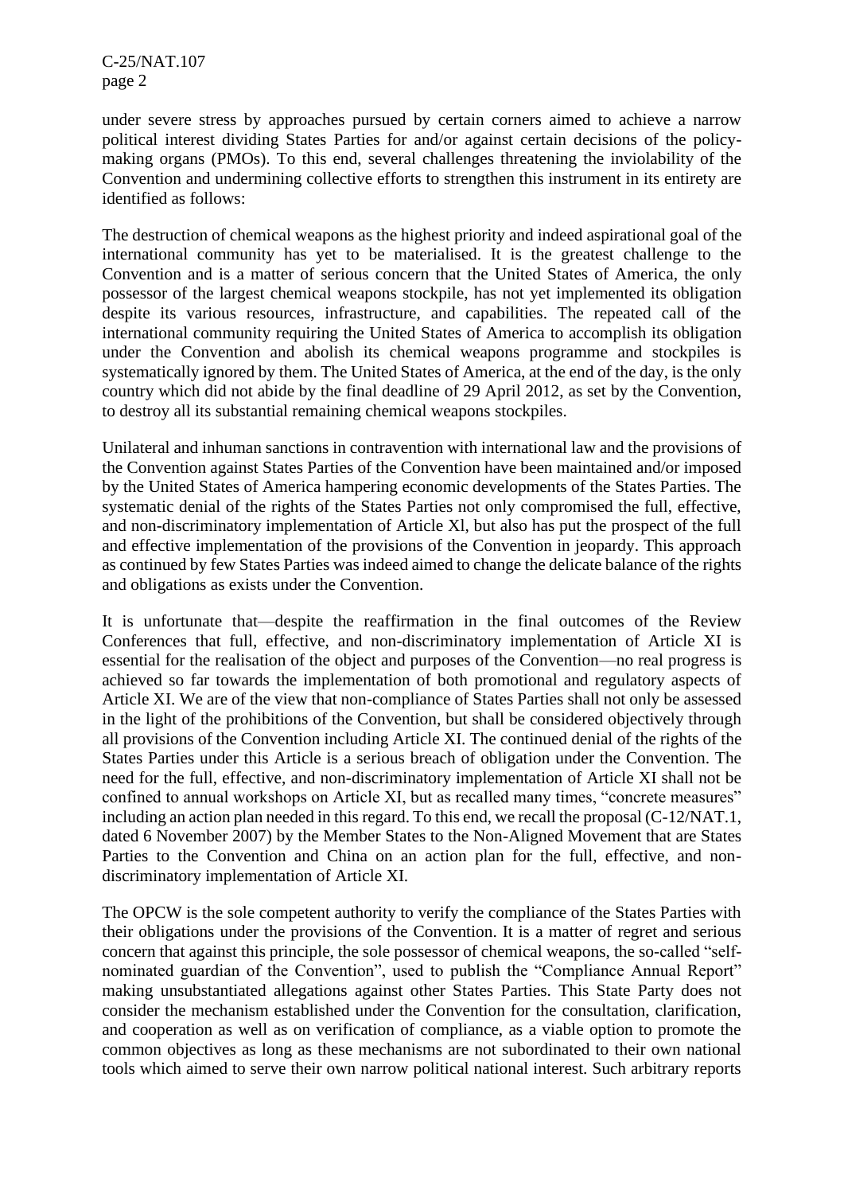under severe stress by approaches pursued by certain corners aimed to achieve a narrow political interest dividing States Parties for and/or against certain decisions of the policy-making organs (PMOs). To this end, several challenges threatening the inviolability of the Convention and undermining collective efforts to strengthen this instrument in its entirety are identified as follows:

The destruction of chemical weapons as the highest priority and indeed aspirational goal of the international community has yet to be materialised. It is the greatest challenge to the Convention and is a matter of serious concern that the United States of America, the only possessor of the largest chemical weapons stockpile, has not yet implemented its obligation despite its various resources, infrastructure, and capabilities. The repeated call of the international community requiring the United States of America to accomplish its obligation under the Convention and abolish its chemical weapons programme and stockpiles is systematically ignored by them. The United States of America, at the end of the day, is the only country which did not abide by the final deadline of 29 April 2012, as set by the Convention, to destroy all its substantial remaining chemical weapons stockpiles.

Unilateral and inhuman sanctions in contravention with international law and the provisions of the Convention against States Parties of the Convention have been maintained and/or imposed by the United States of America hampering economic developments of the States Parties. The systematic denial of the rights of the States Parties not only compromised the full, effective, and non-discriminatory implementation of Article Xl, but also has put the prospect of the full and effective implementation of the provisions of the Convention in jeopardy. This approach as continued by few States Parties was indeed aimed to change the delicate balance of the rights and obligations as exists under the Convention.

It is unfortunate that—despite the reaffirmation in the final outcomes of the Review Conferences that full, effective, and non-discriminatory implementation of Article XI is essential for the realisation of the object and purposes of the Convention—no real progress is achieved so far towards the implementation of both promotional and regulatory aspects of Article XI. We are of the view that non-compliance of States Parties shall not only be assessed in the light of the prohibitions of the Convention, but shall be considered objectively through all provisions of the Convention including Article XI. The continued denial of the rights of the States Parties under this Article is a serious breach of obligation under the Convention. The need for the full, effective, and non-discriminatory implementation of Article XI shall not be confined to annual workshops on Article XI, but as recalled many times, "concrete measures" including an action plan needed in this regard. To this end, we recall the proposal (C-12/NAT.1, dated 6 November 2007) by the Member States to the Non-Aligned Movement that are States Parties to the Convention and China on an action plan for the full, effective, and non-discriminatory implementation of Article XI.

The OPCW is the sole competent authority to verify the compliance of the States Parties with their obligations under the provisions of the Convention. It is a matter of regret and serious concern that against this principle, the sole possessor of chemical weapons, the so-called "self-nominated guardian of the Convention", used to publish the "Compliance Annual Report" making unsubstantiated allegations against other States Parties. This State Party does not consider the mechanism established under the Convention for the consultation, clarification, and cooperation as well as on verification of compliance, as a viable option to promote the common objectives as long as these mechanisms are not subordinated to their own national tools which aimed to serve their own narrow political national interest. Such arbitrary reports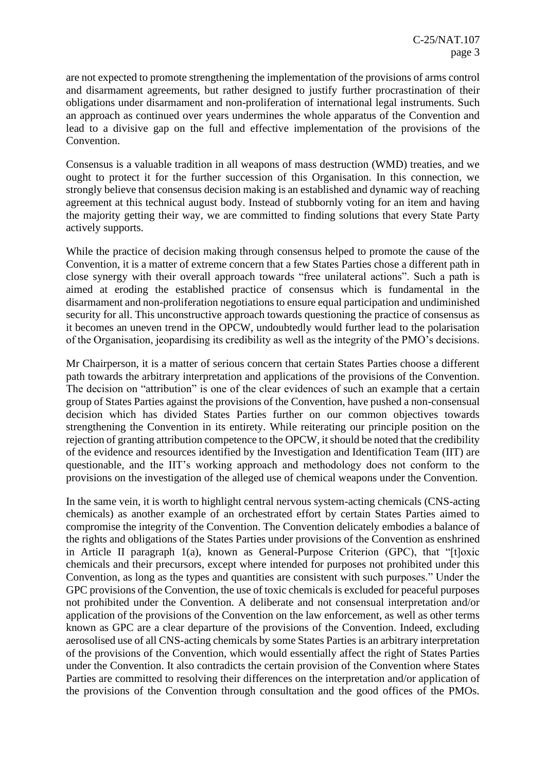are not expected to promote strengthening the implementation of the provisions of arms control and disarmament agreements, but rather designed to justify further procrastination of their obligations under disarmament and non-proliferation of international legal instruments. Such an approach as continued over years undermines the whole apparatus of the Convention and lead to a divisive gap on the full and effective implementation of the provisions of the Convention.

Consensus is a valuable tradition in all weapons of mass destruction (WMD) treaties, and we ought to protect it for the further succession of this Organisation. In this connection, we strongly believe that consensus decision making is an established and dynamic way of reaching agreement at this technical august body. Instead of stubbornly voting for an item and having the majority getting their way, we are committed to finding solutions that every State Party actively supports.

While the practice of decision making through consensus helped to promote the cause of the Convention, it is a matter of extreme concern that a few States Parties chose a different path in close synergy with their overall approach towards "free unilateral actions". Such a path is aimed at eroding the established practice of consensus which is fundamental in the disarmament and non-proliferation negotiations to ensure equal participation and undiminished security for all. This unconstructive approach towards questioning the practice of consensus as it becomes an uneven trend in the OPCW, undoubtedly would further lead to the polarisation of the Organisation, jeopardising its credibility as well as the integrity of the PMO's decisions.

Mr Chairperson, it is a matter of serious concern that certain States Parties choose a different path towards the arbitrary interpretation and applications of the provisions of the Convention. The decision on "attribution" is one of the clear evidences of such an example that a certain group of States Parties against the provisions of the Convention, have pushed a non-consensual decision which has divided States Parties further on our common objectives towards strengthening the Convention in its entirety. While reiterating our principle position on the rejection of granting attribution competence to the OPCW, it should be noted that the credibility of the evidence and resources identified by the Investigation and Identification Team (IIT) are questionable, and the IIT's working approach and methodology does not conform to the provisions on the investigation of the alleged use of chemical weapons under the Convention.

In the same vein, it is worth to highlight central nervous system-acting chemicals (CNS-acting chemicals) as another example of an orchestrated effort by certain States Parties aimed to compromise the integrity of the Convention. The Convention delicately embodies a balance of the rights and obligations of the States Parties under provisions of the Convention as enshrined in Article II paragraph 1(a), known as General-Purpose Criterion (GPC), that "[t]oxic chemicals and their precursors, except where intended for purposes not prohibited under this Convention, as long as the types and quantities are consistent with such purposes." Under the GPC provisions of the Convention, the use of toxic chemicals is excluded for peaceful purposes not prohibited under the Convention. A deliberate and not consensual interpretation and/or application of the provisions of the Convention on the law enforcement, as well as other terms known as GPC are a clear departure of the provisions of the Convention. Indeed, excluding aerosolised use of all CNS-acting chemicals by some States Parties is an arbitrary interpretation of the provisions of the Convention, which would essentially affect the right of States Parties under the Convention. It also contradicts the certain provision of the Convention where States Parties are committed to resolving their differences on the interpretation and/or application of the provisions of the Convention through consultation and the good offices of the PMOs.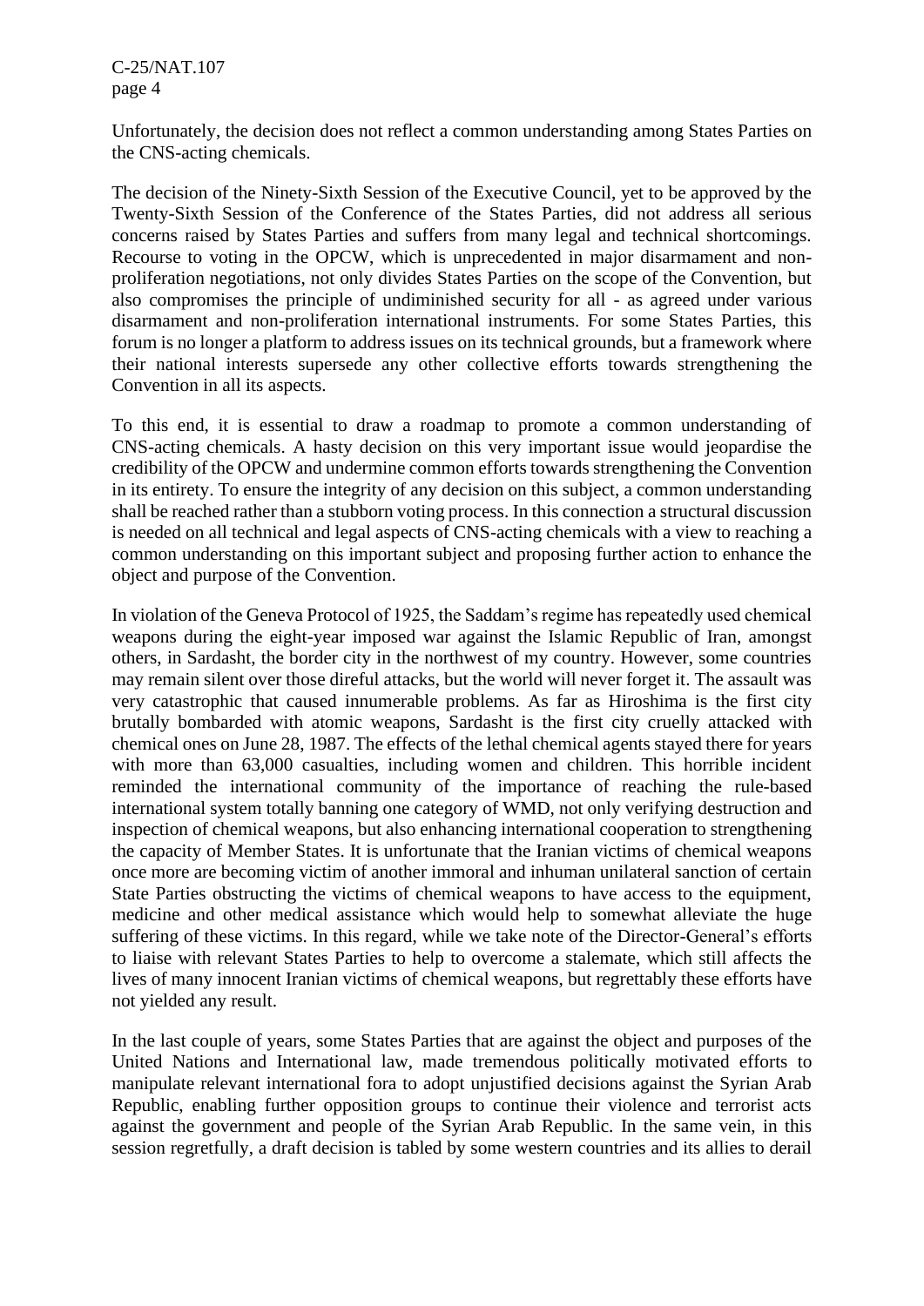Unfortunately, the decision does not reflect a common understanding among States Parties on the CNS-acting chemicals.

The decision of the Ninety-Sixth Session of the Executive Council, yet to be approved by the Twenty-Sixth Session of the Conference of the States Parties, did not address all serious concerns raised by States Parties and suffers from many legal and technical shortcomings. Recourse to voting in the OPCW, which is unprecedented in major disarmament and non-proliferation negotiations, not only divides States Parties on the scope of the Convention, but also compromises the principle of undiminished security for all - as agreed under various disarmament and non-proliferation international instruments. For some States Parties, this forum is no longer a platform to address issues on its technical grounds, but a framework where their national interests supersede any other collective efforts towards strengthening the Convention in all its aspects.

To this end, it is essential to draw a roadmap to promote a common understanding of CNS-acting chemicals. A hasty decision on this very important issue would jeopardise the credibility of the OPCW and undermine common efforts towards strengthening the Convention in its entirety. To ensure the integrity of any decision on this subject, a common understanding shall be reached rather than a stubborn voting process. In this connection a structural discussion is needed on all technical and legal aspects of CNS-acting chemicals with a view to reaching a common understanding on this important subject and proposing further action to enhance the object and purpose of the Convention.

In violation of the Geneva Protocol of 1925, the Saddam's regime has repeatedly used chemical weapons during the eight-year imposed war against the Islamic Republic of Iran, amongst others, in Sardasht, the border city in the northwest of my country. However, some countries may remain silent over those direful attacks, but the world will never forget it. The assault was very catastrophic that caused innumerable problems. As far as Hiroshima is the first city brutally bombarded with atomic weapons, Sardasht is the first city cruelly attacked with chemical ones on June 28, 1987. The effects of the lethal chemical agents stayed there for years with more than 63,000 casualties, including women and children. This horrible incident reminded the international community of the importance of reaching the rule-based international system totally banning one category of WMD, not only verifying destruction and inspection of chemical weapons, but also enhancing international cooperation to strengthening the capacity of Member States. It is unfortunate that the Iranian victims of chemical weapons once more are becoming victim of another immoral and inhuman unilateral sanction of certain State Parties obstructing the victims of chemical weapons to have access to the equipment, medicine and other medical assistance which would help to somewhat alleviate the huge suffering of these victims. In this regard, while we take note of the Director-General's efforts to liaise with relevant States Parties to help to overcome a stalemate, which still affects the lives of many innocent Iranian victims of chemical weapons, but regrettably these efforts have not yielded any result.

In the last couple of years, some States Parties that are against the object and purposes of the United Nations and International law, made tremendous politically motivated efforts to manipulate relevant international fora to adopt unjustified decisions against the Syrian Arab Republic, enabling further opposition groups to continue their violence and terrorist acts against the government and people of the Syrian Arab Republic. In the same vein, in this session regretfully, a draft decision is tabled by some western countries and its allies to derail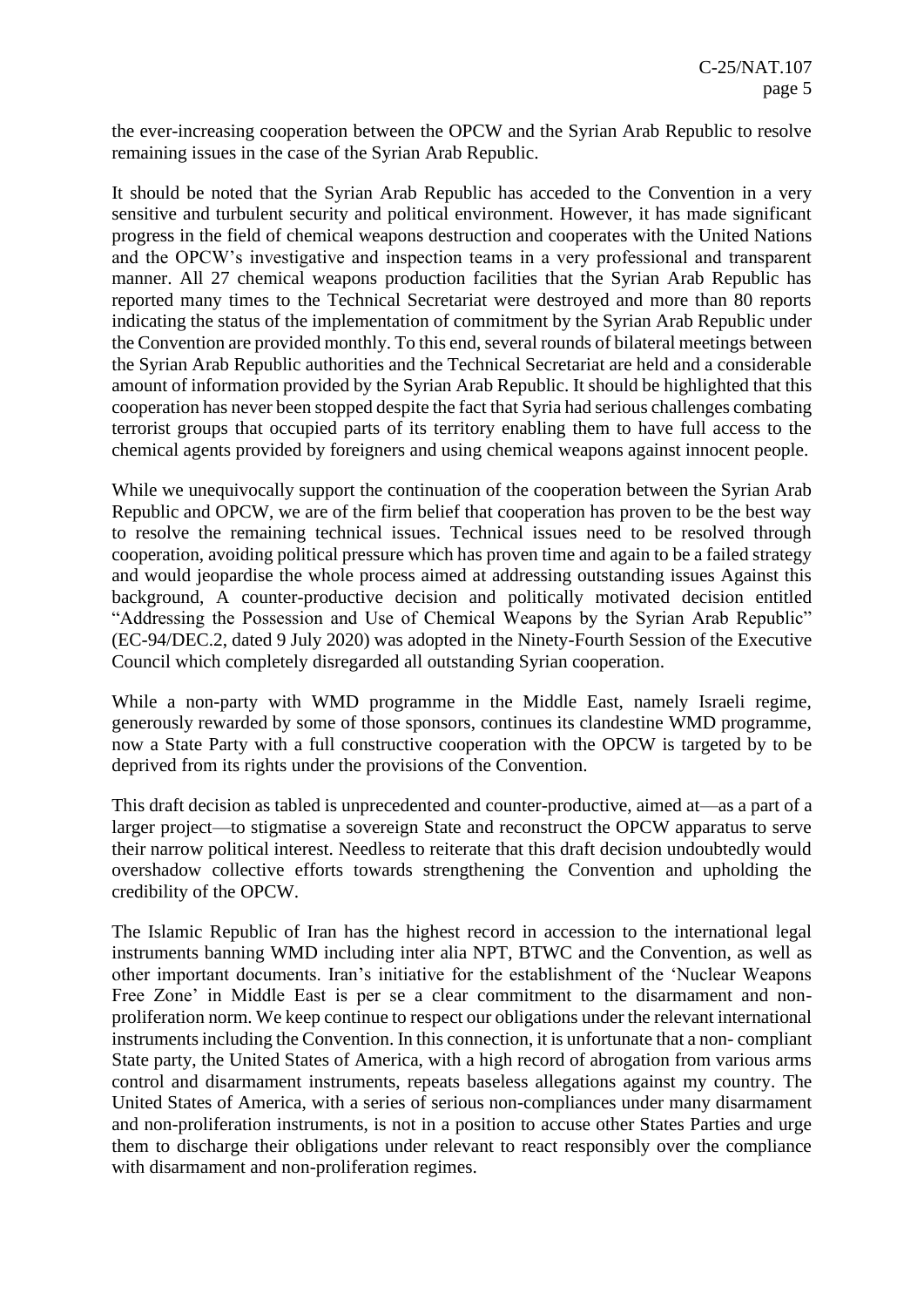the ever-increasing cooperation between the OPCW and the Syrian Arab Republic to resolve remaining issues in the case of the Syrian Arab Republic.

It should be noted that the Syrian Arab Republic has acceded to the Convention in a very sensitive and turbulent security and political environment. However, it has made significant progress in the field of chemical weapons destruction and cooperates with the United Nations and the OPCW's investigative and inspection teams in a very professional and transparent manner. All 27 chemical weapons production facilities that the Syrian Arab Republic has reported many times to the Technical Secretariat were destroyed and more than 80 reports indicating the status of the implementation of commitment by the Syrian Arab Republic under the Convention are provided monthly. To this end, several rounds of bilateral meetings between the Syrian Arab Republic authorities and the Technical Secretariat are held and a considerable amount of information provided by the Syrian Arab Republic. It should be highlighted that this cooperation has never been stopped despite the fact that Syria had serious challenges combating terrorist groups that occupied parts of its territory enabling them to have full access to the chemical agents provided by foreigners and using chemical weapons against innocent people.

While we unequivocally support the continuation of the cooperation between the Syrian Arab Republic and OPCW, we are of the firm belief that cooperation has proven to be the best way to resolve the remaining technical issues. Technical issues need to be resolved through cooperation, avoiding political pressure which has proven time and again to be a failed strategy and would jeopardise the whole process aimed at addressing outstanding issues Against this background, A counter-productive decision and politically motivated decision entitled "Addressing the Possession and Use of Chemical Weapons by the Syrian Arab Republic" (EC-94/DEC.2, dated 9 July 2020) was adopted in the Ninety-Fourth Session of the Executive Council which completely disregarded all outstanding Syrian cooperation.

While a non-party with WMD programme in the Middle East, namely Israeli regime, generously rewarded by some of those sponsors, continues its clandestine WMD programme, now a State Party with a full constructive cooperation with the OPCW is targeted by to be deprived from its rights under the provisions of the Convention.

This draft decision as tabled is unprecedented and counter-productive, aimed at—as a part of a larger project—to stigmatise a sovereign State and reconstruct the OPCW apparatus to serve their narrow political interest. Needless to reiterate that this draft decision undoubtedly would overshadow collective efforts towards strengthening the Convention and upholding the credibility of the OPCW.

The Islamic Republic of Iran has the highest record in accession to the international legal instruments banning WMD including inter alia NPT, BTWC and the Convention, as well as other important documents. Iran's initiative for the establishment of the 'Nuclear Weapons Free Zone' in Middle East is per se a clear commitment to the disarmament and non-proliferation norm. We keep continue to respect our obligations under the relevant international instruments including the Convention. In this connection, it is unfortunate that a non- compliant State party, the United States of America, with a high record of abrogation from various arms control and disarmament instruments, repeats baseless allegations against my country. The United States of America, with a series of serious non-compliances under many disarmament and non-proliferation instruments, is not in a position to accuse other States Parties and urge them to discharge their obligations under relevant to react responsibly over the compliance with disarmament and non-proliferation regimes.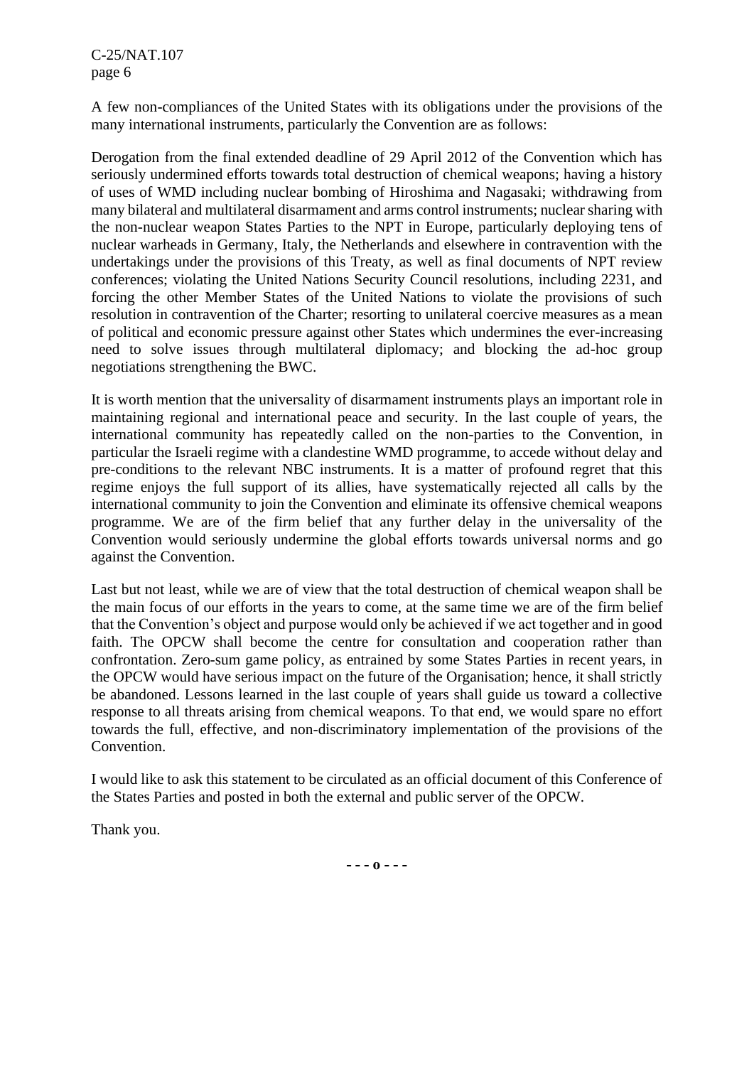A few non-compliances of the United States with its obligations under the provisions of the many international instruments, particularly the Convention are as follows:

Derogation from the final extended deadline of 29 April 2012 of the Convention which has seriously undermined efforts towards total destruction of chemical weapons; having a history of uses of WMD including nuclear bombing of Hiroshima and Nagasaki; withdrawing from many bilateral and multilateral disarmament and arms control instruments; nuclear sharing with the non-nuclear weapon States Parties to the NPT in Europe, particularly deploying tens of nuclear warheads in Germany, Italy, the Netherlands and elsewhere in contravention with the undertakings under the provisions of this Treaty, as well as final documents of NPT review conferences; violating the United Nations Security Council resolutions, including 2231, and forcing the other Member States of the United Nations to violate the provisions of such resolution in contravention of the Charter; resorting to unilateral coercive measures as a mean of political and economic pressure against other States which undermines the ever-increasing need to solve issues through multilateral diplomacy; and blocking the ad-hoc group negotiations strengthening the BWC.

It is worth mention that the universality of disarmament instruments plays an important role in maintaining regional and international peace and security. In the last couple of years, the international community has repeatedly called on the non-parties to the Convention, in particular the Israeli regime with a clandestine WMD programme, to accede without delay and pre-conditions to the relevant NBC instruments. It is a matter of profound regret that this regime enjoys the full support of its allies, have systematically rejected all calls by the international community to join the Convention and eliminate its offensive chemical weapons programme. We are of the firm belief that any further delay in the universality of the Convention would seriously undermine the global efforts towards universal norms and go against the Convention.

Last but not least, while we are of view that the total destruction of chemical weapon shall be the main focus of our efforts in the years to come, at the same time we are of the firm belief that the Convention's object and purpose would only be achieved if we act together and in good faith. The OPCW shall become the centre for consultation and cooperation rather than confrontation. Zero-sum game policy, as entrained by some States Parties in recent years, in the OPCW would have serious impact on the future of the Organisation; hence, it shall strictly be abandoned. Lessons learned in the last couple of years shall guide us toward a collective response to all threats arising from chemical weapons. To that end, we would spare no effort towards the full, effective, and non-discriminatory implementation of the provisions of the Convention.

I would like to ask this statement to be circulated as an official document of this Conference of the States Parties and posted in both the external and public server of the OPCW.

Thank you.

**- - - o - - -**